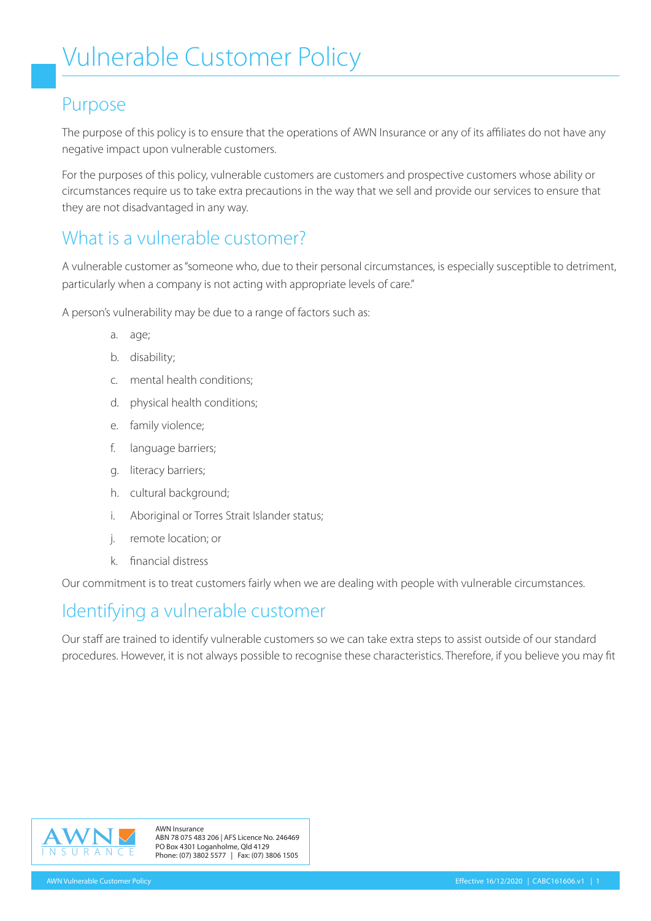# Vulnerable Customer Policy

## Purpose

The purpose of this policy is to ensure that the operations of AWN Insurance or any of its affiliates do not have any negative impact upon vulnerable customers.

For the purposes of this policy, vulnerable customers are customers and prospective customers whose ability or circumstances require us to take extra precautions in the way that we sell and provide our services to ensure that they are not disadvantaged in any way.

## What is a vulnerable customer?

A vulnerable customer as "someone who, due to their personal circumstances, is especially susceptible to detriment, particularly when a company is not acting with appropriate levels of care."

A person's vulnerability may be due to a range of factors such as:

a. age;

b. disability;

c. mental health conditions;

d. physical health conditions;

e. family violence;

f. language barriers;

g. literacy barriers;

h. cultural background;

i. Aboriginal or Torres Strait Islander status;

j. remote location; or

k. financial distress

Our commitment is to treat customers fairly when we are dealing with people with vulnerable circumstances.

## Identifying a vulnerable customer

Our staff are trained to identify vulnerable customers so we can take extra steps to assist outside of our standard procedures. However, it is not always possible to recognise these characteristics. Therefore, if you believe you may fit

AWN Insurance
ABN 78 075 483 206 | AFS Licence No. 246469
PO Box 4301 Loganholme, Qld 4129
Phone: (07) 3802 5577 | Fax: (07) 3806 1505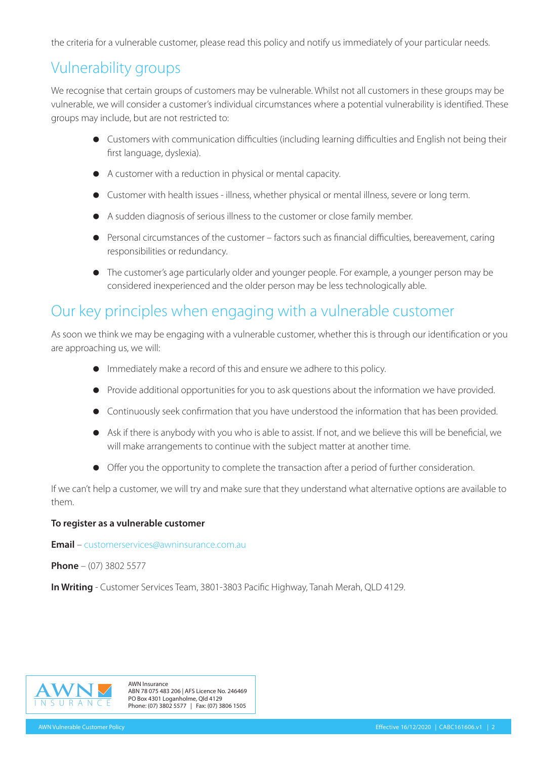the criteria for a vulnerable customer, please read this policy and notify us immediately of your particular needs.

## Vulnerability groups

We recognise that certain groups of customers may be vulnerable. Whilst not all customers in these groups may be vulnerable, we will consider a customer's individual circumstances where a potential vulnerability is identified. These groups may include, but are not restricted to:

- Customers with communication difficulties (including learning difficulties and English not being their first language, dyslexia).
- A customer with a reduction in physical or mental capacity.
- Customer with health issues - illness, whether physical or mental illness, severe or long term.
- A sudden diagnosis of serious illness to the customer or close family member.
- Personal circumstances of the customer – factors such as financial difficulties, bereavement, caring responsibilities or redundancy.
- The customer's age particularly older and younger people. For example, a younger person may be considered inexperienced and the older person may be less technologically able.

## Our key principles when engaging with a vulnerable customer

As soon we think we may be engaging with a vulnerable customer, whether this is through our identification or you are approaching us, we will:

- Immediately make a record of this and ensure we adhere to this policy.
- Provide additional opportunities for you to ask questions about the information we have provided.
- Continuously seek confirmation that you have understood the information that has been provided.
- Ask if there is anybody with you who is able to assist. If not, and we believe this will be beneficial, we will make arrangements to continue with the subject matter at another time.
- Offer you the opportunity to complete the transaction after a period of further consideration.

If we can't help a customer, we will try and make sure that they understand what alternative options are available to them.

**To register as a vulnerable customer**

**Email** – customerservices@awninsurance.com.au

**Phone** – (07) 3802 5577

**In Writing** - Customer Services Team, 3801-3803 Pacific Highway, Tanah Merah, QLD 4129.

AWN Insurance
ABN 78 075 483 206 | AFS Licence No. 246469
PO Box 4301 Loganholme, Qld 4129
Phone: (07) 3802 5577 | Fax: (07) 3806 1505